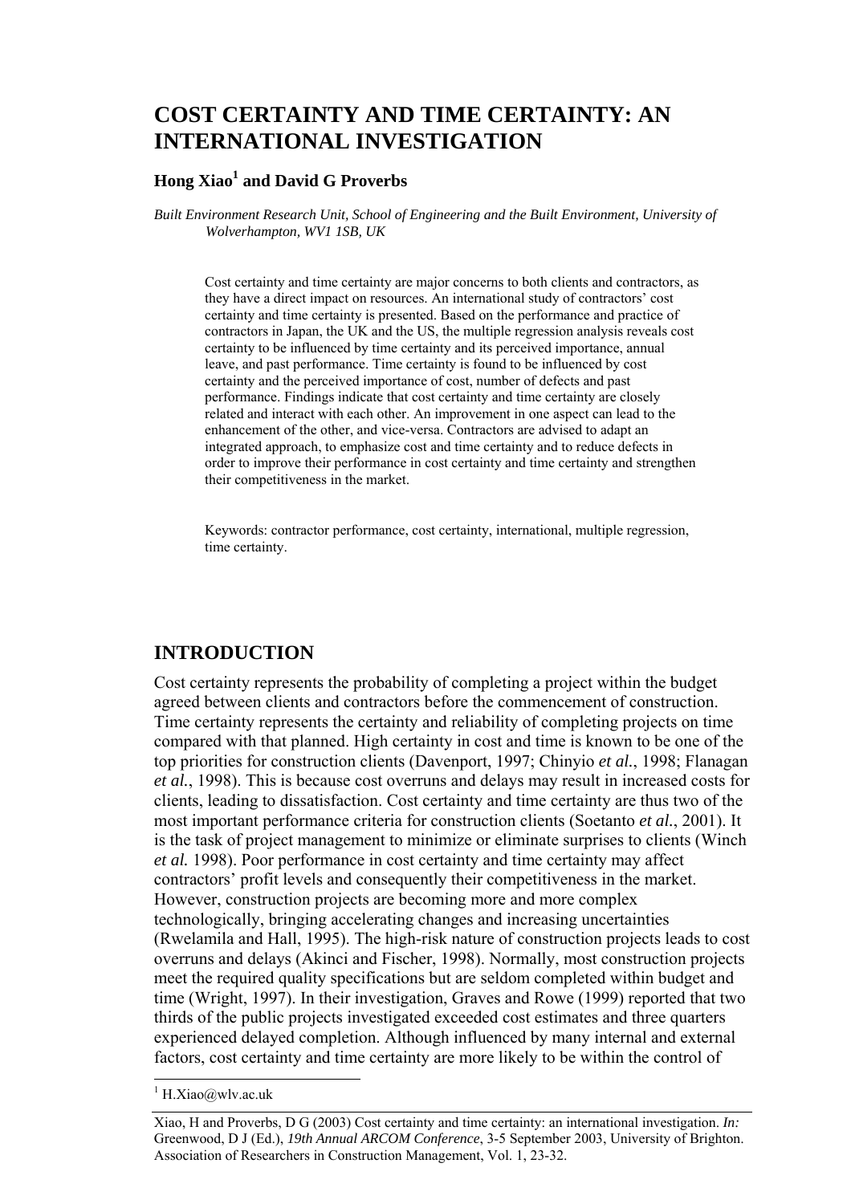# COST CERTAINTY AND TIME CERTAINTY: AN INTERNATIONAL INVESTIGATION

**Hong Xiao[1] and David G Proverbs**

*Built Environment Research Unit, School of Engineering and the Built Environment, University of Wolverhampton, WV1 1SB, UK*

Cost certainty and time certainty are major concerns to both clients and contractors, as they have a direct impact on resources. An international study of contractors' cost certainty and time certainty is presented. Based on the performance and practice of contractors in Japan, the UK and the US, the multiple regression analysis reveals cost certainty to be influenced by time certainty and its perceived importance, annual leave, and past performance. Time certainty is found to be influenced by cost certainty and the perceived importance of cost, number of defects and past performance. Findings indicate that cost certainty and time certainty are closely related and interact with each other. An improvement in one aspect can lead to the enhancement of the other, and vice-versa. Contractors are advised to adapt an integrated approach, to emphasize cost and time certainty and to reduce defects in order to improve their performance in cost certainty and time certainty and strengthen their competitiveness in the market.

Keywords: contractor performance, cost certainty, international, multiple regression, time certainty.

## INTRODUCTION

Cost certainty represents the probability of completing a project within the budget agreed between clients and contractors before the commencement of construction. Time certainty represents the certainty and reliability of completing projects on time compared with that planned. High certainty in cost and time is known to be one of the top priorities for construction clients (Davenport, 1997; Chinyio *et al.*, 1998; Flanagan *et al.*, 1998). This is because cost overruns and delays may result in increased costs for clients, leading to dissatisfaction. Cost certainty and time certainty are thus two of the most important performance criteria for construction clients (Soetanto *et al.*, 2001). It is the task of project management to minimize or eliminate surprises to clients (Winch *et al.* 1998). Poor performance in cost certainty and time certainty may affect contractors' profit levels and consequently their competitiveness in the market. However, construction projects are becoming more and more complex technologically, bringing accelerating changes and increasing uncertainties (Rwelamila and Hall, 1995). The high-risk nature of construction projects leads to cost overruns and delays (Akinci and Fischer, 1998). Normally, most construction projects meet the required quality specifications but are seldom completed within budget and time (Wright, 1997). In their investigation, Graves and Rowe (1999) reported that two thirds of the public projects investigated exceeded cost estimates and three quarters experienced delayed completion. Although influenced by many internal and external factors, cost certainty and time certainty are more likely to be within the control of

[1] H.Xiao@wlv.ac.uk

Xiao, H and Proverbs, D G (2003) Cost certainty and time certainty: an international investigation. *In:* Greenwood, D J (Ed.), *19th Annual ARCOM Conference*, 3-5 September 2003, University of Brighton. Association of Researchers in Construction Management, Vol. 1, 23-32.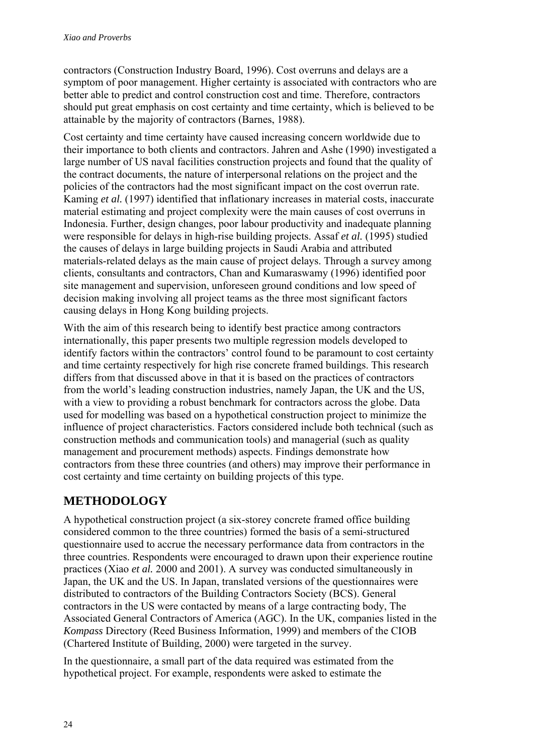contractors (Construction Industry Board, 1996). Cost overruns and delays are a symptom of poor management. Higher certainty is associated with contractors who are better able to predict and control construction cost and time. Therefore, contractors should put great emphasis on cost certainty and time certainty, which is believed to be attainable by the majority of contractors (Barnes, 1988).

Cost certainty and time certainty have caused increasing concern worldwide due to their importance to both clients and contractors. Jahren and Ashe (1990) investigated a large number of US naval facilities construction projects and found that the quality of the contract documents, the nature of interpersonal relations on the project and the policies of the contractors had the most significant impact on the cost overrun rate. Kaming *et al.* (1997) identified that inflationary increases in material costs, inaccurate material estimating and project complexity were the main causes of cost overruns in Indonesia. Further, design changes, poor labour productivity and inadequate planning were responsible for delays in high-rise building projects. Assaf *et al.* (1995) studied the causes of delays in large building projects in Saudi Arabia and attributed materials-related delays as the main cause of project delays. Through a survey among clients, consultants and contractors, Chan and Kumaraswamy (1996) identified poor site management and supervision, unforeseen ground conditions and low speed of decision making involving all project teams as the three most significant factors causing delays in Hong Kong building projects.

With the aim of this research being to identify best practice among contractors internationally, this paper presents two multiple regression models developed to identify factors within the contractors' control found to be paramount to cost certainty and time certainty respectively for high rise concrete framed buildings. This research differs from that discussed above in that it is based on the practices of contractors from the world's leading construction industries, namely Japan, the UK and the US, with a view to providing a robust benchmark for contractors across the globe. Data used for modelling was based on a hypothetical construction project to minimize the influence of project characteristics. Factors considered include both technical (such as construction methods and communication tools) and managerial (such as quality management and procurement methods) aspects. Findings demonstrate how contractors from these three countries (and others) may improve their performance in cost certainty and time certainty on building projects of this type.

## METHODOLOGY

A hypothetical construction project (a six-storey concrete framed office building considered common to the three countries) formed the basis of a semi-structured questionnaire used to accrue the necessary performance data from contractors in the three countries. Respondents were encouraged to drawn upon their experience routine practices (Xiao *et al.* 2000 and 2001). A survey was conducted simultaneously in Japan, the UK and the US. In Japan, translated versions of the questionnaires were distributed to contractors of the Building Contractors Society (BCS). General contractors in the US were contacted by means of a large contracting body, The Associated General Contractors of America (AGC). In the UK, companies listed in the *Kompass* Directory (Reed Business Information, 1999) and members of the CIOB (Chartered Institute of Building, 2000) were targeted in the survey.

In the questionnaire, a small part of the data required was estimated from the hypothetical project. For example, respondents were asked to estimate the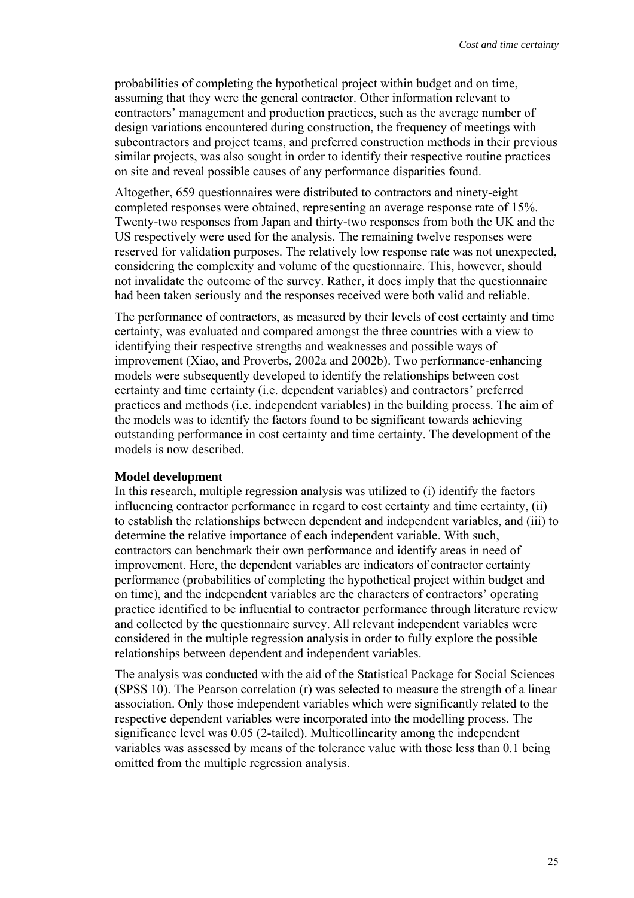probabilities of completing the hypothetical project within budget and on time, assuming that they were the general contractor. Other information relevant to contractors' management and production practices, such as the average number of design variations encountered during construction, the frequency of meetings with subcontractors and project teams, and preferred construction methods in their previous similar projects, was also sought in order to identify their respective routine practices on site and reveal possible causes of any performance disparities found.

Altogether, 659 questionnaires were distributed to contractors and ninety-eight completed responses were obtained, representing an average response rate of 15%. Twenty-two responses from Japan and thirty-two responses from both the UK and the US respectively were used for the analysis. The remaining twelve responses were reserved for validation purposes. The relatively low response rate was not unexpected, considering the complexity and volume of the questionnaire. This, however, should not invalidate the outcome of the survey. Rather, it does imply that the questionnaire had been taken seriously and the responses received were both valid and reliable.

The performance of contractors, as measured by their levels of cost certainty and time certainty, was evaluated and compared amongst the three countries with a view to identifying their respective strengths and weaknesses and possible ways of improvement (Xiao, and Proverbs, 2002a and 2002b). Two performance-enhancing models were subsequently developed to identify the relationships between cost certainty and time certainty (i.e. dependent variables) and contractors' preferred practices and methods (i.e. independent variables) in the building process. The aim of the models was to identify the factors found to be significant towards achieving outstanding performance in cost certainty and time certainty. The development of the models is now described.

**Model development**

In this research, multiple regression analysis was utilized to (i) identify the factors influencing contractor performance in regard to cost certainty and time certainty, (ii) to establish the relationships between dependent and independent variables, and (iii) to determine the relative importance of each independent variable. With such, contractors can benchmark their own performance and identify areas in need of improvement. Here, the dependent variables are indicators of contractor certainty performance (probabilities of completing the hypothetical project within budget and on time), and the independent variables are the characters of contractors' operating practice identified to be influential to contractor performance through literature review and collected by the questionnaire survey. All relevant independent variables were considered in the multiple regression analysis in order to fully explore the possible relationships between dependent and independent variables.

The analysis was conducted with the aid of the Statistical Package for Social Sciences (SPSS 10). The Pearson correlation ($r$) was selected to measure the strength of a linear association. Only those independent variables which were significantly related to the respective dependent variables were incorporated into the modelling process. The significance level was 0.05 (2-tailed). Multicollinearity among the independent variables was assessed by means of the tolerance value with those less than 0.1 being omitted from the multiple regression analysis.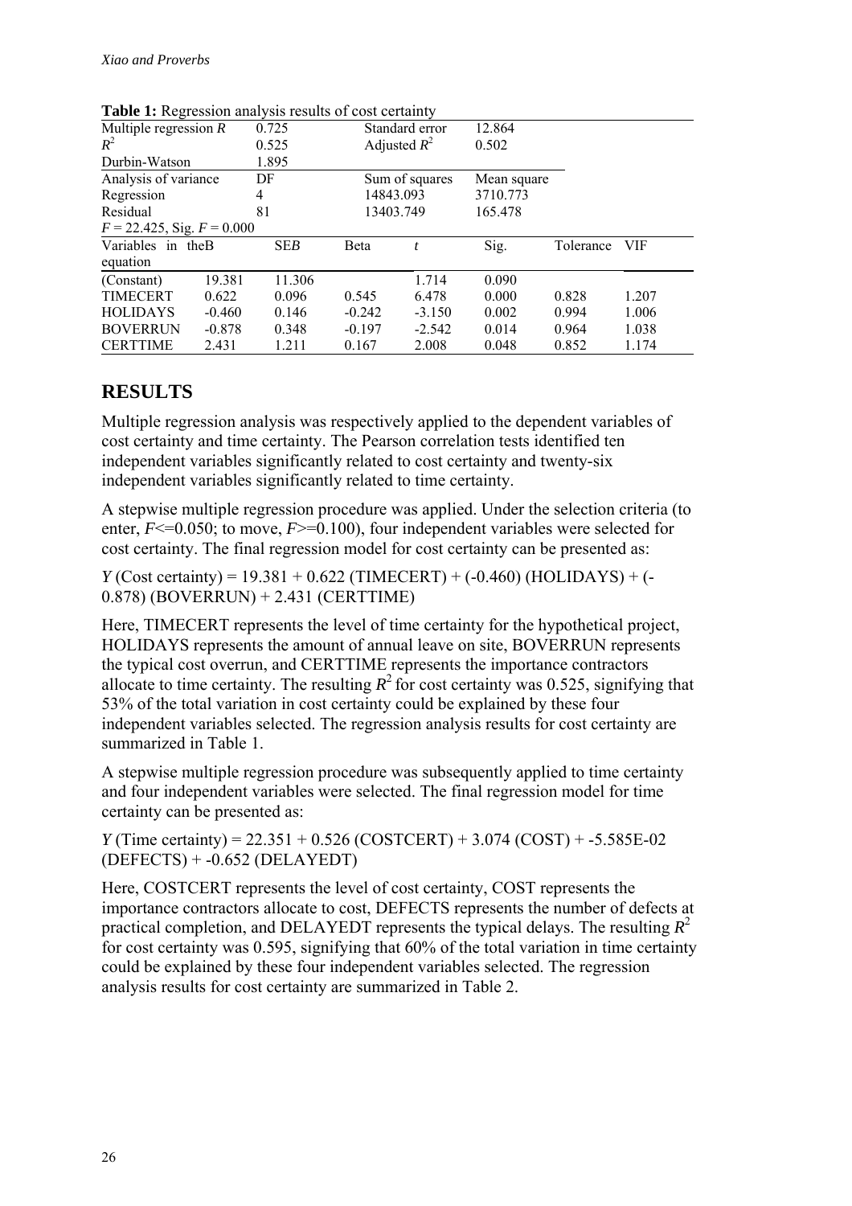**Table 1:** Regression analysis results of cost certainty

| Multiple regression $R$ | | 0.725 | Standard error | | 12.864 | | |
|---|---|---|---|---|---|---|---|
| $R^2$ | | 0.525 | Adjusted $R^2$ | | 0.502 | | |
| Durbin-Watson | | 1.895 | | | | | |
| Analysis of variance | | DF | Sum of squares | | Mean square | | |
| Regression | | 4 | 14843.093 | | 3710.773 | | |
| Residual | | 81 | 13403.749 | | 165.478 | | |
| $F$ = 22.425, Sig. $F$ = 0.000 | | | | | | | |
| Variables in the equation | $B$ | SE$B$ | Beta | $t$ | Sig. | Tolerance | VIF |
| (Constant) | 19.381 | 11.306 | | 1.714 | 0.090 | | |
| TIMECERT | 0.622 | 0.096 | 0.545 | 6.478 | 0.000 | 0.828 | 1.207 |
| HOLIDAYS | -0.460 | 0.146 | -0.242 | -3.150 | 0.002 | 0.994 | 1.006 |
| BOVERRUN | -0.878 | 0.348 | -0.197 | -2.542 | 0.014 | 0.964 | 1.038 |
| CERTTIME | 2.431 | 1.211 | 0.167 | 2.008 | 0.048 | 0.852 | 1.174 |

## RESULTS

Multiple regression analysis was respectively applied to the dependent variables of cost certainty and time certainty. The Pearson correlation tests identified ten independent variables significantly related to cost certainty and twenty-six independent variables significantly related to time certainty.

A stepwise multiple regression procedure was applied. Under the selection criteria (to enter, $F$<=0.050; to move, $F$>=0.100), four independent variables were selected for cost certainty. The final regression model for cost certainty can be presented as:

$Y$ (Cost certainty) = 19.381 + 0.622 (TIMECERT) + (-0.460) (HOLIDAYS) + (-0.878) (BOVERRUN) + 2.431 (CERTTIME)

Here, TIMECERT represents the level of time certainty for the hypothetical project, HOLIDAYS represents the amount of annual leave on site, BOVERRUN represents the typical cost overrun, and CERTTIME represents the importance contractors allocate to time certainty. The resulting $R^2$ for cost certainty was 0.525, signifying that 53% of the total variation in cost certainty could be explained by these four independent variables selected. The regression analysis results for cost certainty are summarized in Table 1.

A stepwise multiple regression procedure was subsequently applied to time certainty and four independent variables were selected. The final regression model for time certainty can be presented as:

$Y$ (Time certainty) = 22.351 + 0.526 (COSTCERT) + 3.074 (COST) + -5.585E-02 (DEFECTS) + -0.652 (DELAYEDT)

Here, COSTCERT represents the level of cost certainty, COST represents the importance contractors allocate to cost, DEFECTS represents the number of defects at practical completion, and DELAYEDT represents the typical delays. The resulting $R^2$ for cost certainty was 0.595, signifying that 60% of the total variation in time certainty could be explained by these four independent variables selected. The regression analysis results for cost certainty are summarized in Table 2.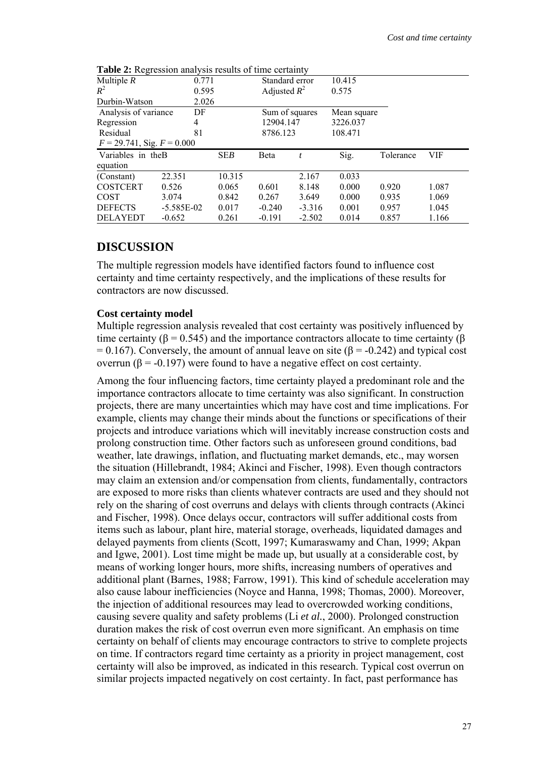**Table 2:** Regression analysis results of time certainty

| Multiple $R$ | | 0.771 | Standard error | | 10.415 | | |
|---|---|---|---|---|---|---|---|
| $R^2$ | | 0.595 | Adjusted $R^2$ | | 0.575 | | |
| Durbin-Watson | | 2.026 | | | | | |
| Analysis of variance | | DF | Sum of squares | | Mean square | | |
| Regression | | 4 | 12904.147 | | 3226.037 | | |
| Residual | | 81 | 8786.123 | | 108.471 | | |
| $F = 29.741$, Sig. $F = 0.000$ | | | | | | | |
| Variables in the equation | B | SE*B* | Beta | $t$ | Sig. | Tolerance | VIF |
| (Constant) | 22.351 | 10.315 | | 2.167 | 0.033 | | |
| COSTCERT | 0.526 | 0.065 | 0.601 | 8.148 | 0.000 | 0.920 | 1.087 |
| COST | 3.074 | 0.842 | 0.267 | 3.649 | 0.000 | 0.935 | 1.069 |
| DEFECTS | -5.585E-02 | 0.017 | -0.240 | -3.316 | 0.001 | 0.957 | 1.045 |
| DELAYEDT | -0.652 | 0.261 | -0.191 | -2.502 | 0.014 | 0.857 | 1.166 |

## DISCUSSION

The multiple regression models have identified factors found to influence cost certainty and time certainty respectively, and the implications of these results for contractors are now discussed.

### Cost certainty model

Multiple regression analysis revealed that cost certainty was positively influenced by time certainty ($\beta = 0.545$) and the importance contractors allocate to time certainty ($\beta = 0.167$). Conversely, the amount of annual leave on site ($\beta = -0.242$) and typical cost overrun ($\beta = -0.197$) were found to have a negative effect on cost certainty.

Among the four influencing factors, time certainty played a predominant role and the importance contractors allocate to time certainty was also significant. In construction projects, there are many uncertainties which may have cost and time implications. For example, clients may change their minds about the functions or specifications of their projects and introduce variations which will inevitably increase construction costs and prolong construction time. Other factors such as unforeseen ground conditions, bad weather, late drawings, inflation, and fluctuating market demands, etc., may worsen the situation (Hillebrandt, 1984; Akinci and Fischer, 1998). Even though contractors may claim an extension and/or compensation from clients, fundamentally, contractors are exposed to more risks than clients whatever contracts are used and they should not rely on the sharing of cost overruns and delays with clients through contracts (Akinci and Fischer, 1998). Once delays occur, contractors will suffer additional costs from items such as labour, plant hire, material storage, overheads, liquidated damages and delayed payments from clients (Scott, 1997; Kumaraswamy and Chan, 1999; Akpan and Igwe, 2001). Lost time might be made up, but usually at a considerable cost, by means of working longer hours, more shifts, increasing numbers of operatives and additional plant (Barnes, 1988; Farrow, 1991). This kind of schedule acceleration may also cause labour inefficiencies (Noyce and Hanna, 1998; Thomas, 2000). Moreover, the injection of additional resources may lead to overcrowded working conditions, causing severe quality and safety problems (Li *et al.*, 2000). Prolonged construction duration makes the risk of cost overrun even more significant. An emphasis on time certainty on behalf of clients may encourage contractors to strive to complete projects on time. If contractors regard time certainty as a priority in project management, cost certainty will also be improved, as indicated in this research. Typical cost overrun on similar projects impacted negatively on cost certainty. In fact, past performance has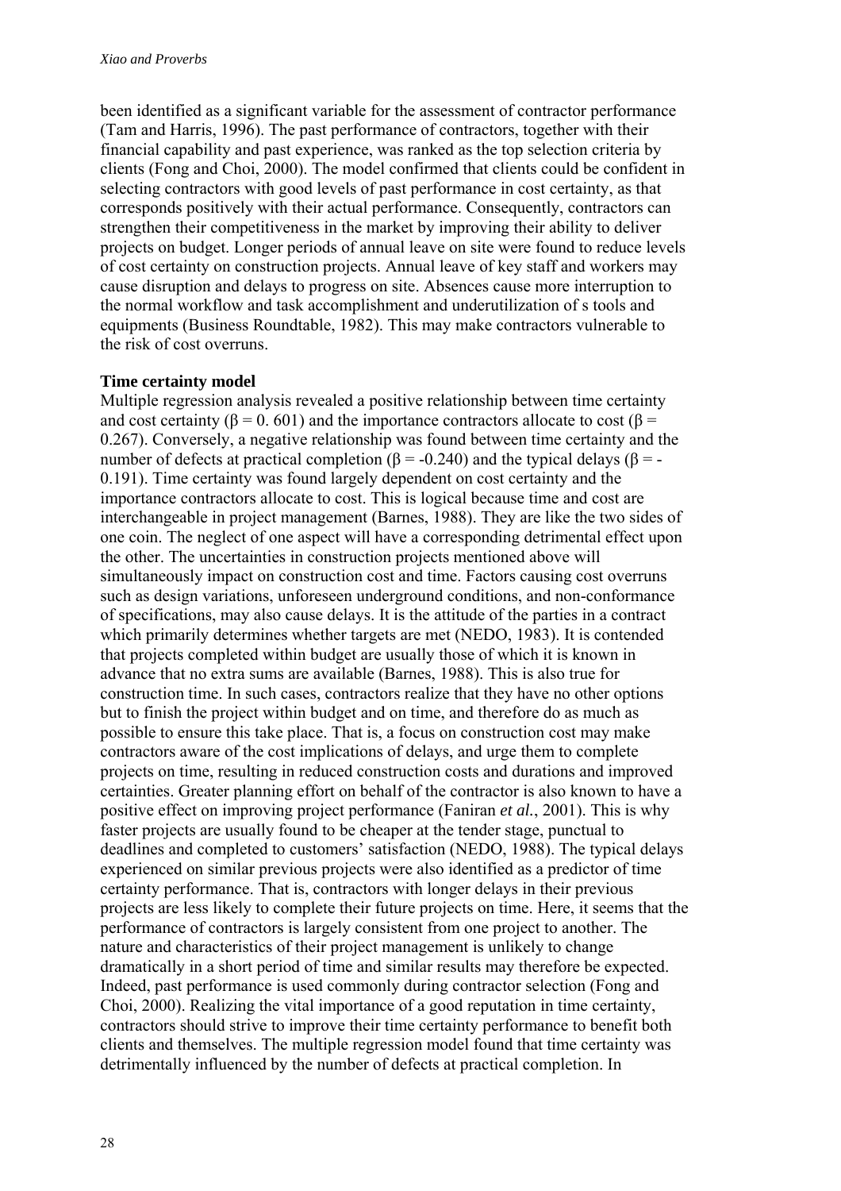been identified as a significant variable for the assessment of contractor performance (Tam and Harris, 1996). The past performance of contractors, together with their financial capability and past experience, was ranked as the top selection criteria by clients (Fong and Choi, 2000). The model confirmed that clients could be confident in selecting contractors with good levels of past performance in cost certainty, as that corresponds positively with their actual performance. Consequently, contractors can strengthen their competitiveness in the market by improving their ability to deliver projects on budget. Longer periods of annual leave on site were found to reduce levels of cost certainty on construction projects. Annual leave of key staff and workers may cause disruption and delays to progress on site. Absences cause more interruption to the normal workflow and task accomplishment and underutilization of s tools and equipments (Business Roundtable, 1982). This may make contractors vulnerable to the risk of cost overruns.

**Time certainty model**

Multiple regression analysis revealed a positive relationship between time certainty and cost certainty ($\beta = 0.601$) and the importance contractors allocate to cost ($\beta = 0.267$). Conversely, a negative relationship was found between time certainty and the number of defects at practical completion ($\beta = -0.240$) and the typical delays ($\beta = -0.191$). Time certainty was found largely dependent on cost certainty and the importance contractors allocate to cost. This is logical because time and cost are interchangeable in project management (Barnes, 1988). They are like the two sides of one coin. The neglect of one aspect will have a corresponding detrimental effect upon the other. The uncertainties in construction projects mentioned above will simultaneously impact on construction cost and time. Factors causing cost overruns such as design variations, unforeseen underground conditions, and non-conformance of specifications, may also cause delays. It is the attitude of the parties in a contract which primarily determines whether targets are met (NEDO, 1983). It is contended that projects completed within budget are usually those of which it is known in advance that no extra sums are available (Barnes, 1988). This is also true for construction time. In such cases, contractors realize that they have no other options but to finish the project within budget and on time, and therefore do as much as possible to ensure this take place. That is, a focus on construction cost may make contractors aware of the cost implications of delays, and urge them to complete projects on time, resulting in reduced construction costs and durations and improved certainties. Greater planning effort on behalf of the contractor is also known to have a positive effect on improving project performance (Faniran *et al.*, 2001). This is why faster projects are usually found to be cheaper at the tender stage, punctual to deadlines and completed to customers' satisfaction (NEDO, 1988). The typical delays experienced on similar previous projects were also identified as a predictor of time certainty performance. That is, contractors with longer delays in their previous projects are less likely to complete their future projects on time. Here, it seems that the performance of contractors is largely consistent from one project to another. The nature and characteristics of their project management is unlikely to change dramatically in a short period of time and similar results may therefore be expected. Indeed, past performance is used commonly during contractor selection (Fong and Choi, 2000). Realizing the vital importance of a good reputation in time certainty, contractors should strive to improve their time certainty performance to benefit both clients and themselves. The multiple regression model found that time certainty was detrimentally influenced by the number of defects at practical completion. In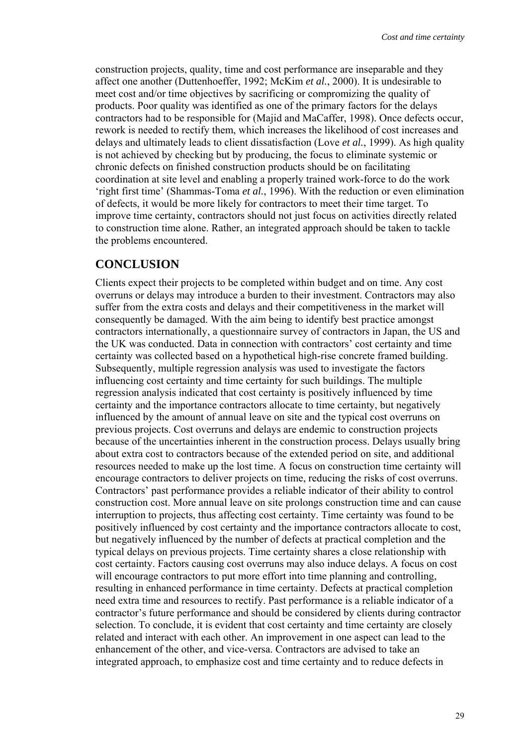construction projects, quality, time and cost performance are inseparable and they affect one another (Duttenhoeffer, 1992; McKim *et al.*, 2000). It is undesirable to meet cost and/or time objectives by sacrificing or compromizing the quality of products. Poor quality was identified as one of the primary factors for the delays contractors had to be responsible for (Majid and MaCaffer, 1998). Once defects occur, rework is needed to rectify them, which increases the likelihood of cost increases and delays and ultimately leads to client dissatisfaction (Love *et al.*, 1999). As high quality is not achieved by checking but by producing, the focus to eliminate systemic or chronic defects on finished construction products should be on facilitating coordination at site level and enabling a properly trained work-force to do the work 'right first time' (Shammas-Toma *et al.*, 1996). With the reduction or even elimination of defects, it would be more likely for contractors to meet their time target. To improve time certainty, contractors should not just focus on activities directly related to construction time alone. Rather, an integrated approach should be taken to tackle the problems encountered.

## CONCLUSION

Clients expect their projects to be completed within budget and on time. Any cost overruns or delays may introduce a burden to their investment. Contractors may also suffer from the extra costs and delays and their competitiveness in the market will consequently be damaged. With the aim being to identify best practice amongst contractors internationally, a questionnaire survey of contractors in Japan, the US and the UK was conducted. Data in connection with contractors' cost certainty and time certainty was collected based on a hypothetical high-rise concrete framed building. Subsequently, multiple regression analysis was used to investigate the factors influencing cost certainty and time certainty for such buildings. The multiple regression analysis indicated that cost certainty is positively influenced by time certainty and the importance contractors allocate to time certainty, but negatively influenced by the amount of annual leave on site and the typical cost overruns on previous projects. Cost overruns and delays are endemic to construction projects because of the uncertainties inherent in the construction process. Delays usually bring about extra cost to contractors because of the extended period on site, and additional resources needed to make up the lost time. A focus on construction time certainty will encourage contractors to deliver projects on time, reducing the risks of cost overruns. Contractors' past performance provides a reliable indicator of their ability to control construction cost. More annual leave on site prolongs construction time and can cause interruption to projects, thus affecting cost certainty. Time certainty was found to be positively influenced by cost certainty and the importance contractors allocate to cost, but negatively influenced by the number of defects at practical completion and the typical delays on previous projects. Time certainty shares a close relationship with cost certainty. Factors causing cost overruns may also induce delays. A focus on cost will encourage contractors to put more effort into time planning and controlling, resulting in enhanced performance in time certainty. Defects at practical completion need extra time and resources to rectify. Past performance is a reliable indicator of a contractor's future performance and should be considered by clients during contractor selection. To conclude, it is evident that cost certainty and time certainty are closely related and interact with each other. An improvement in one aspect can lead to the enhancement of the other, and vice-versa. Contractors are advised to take an integrated approach, to emphasize cost and time certainty and to reduce defects in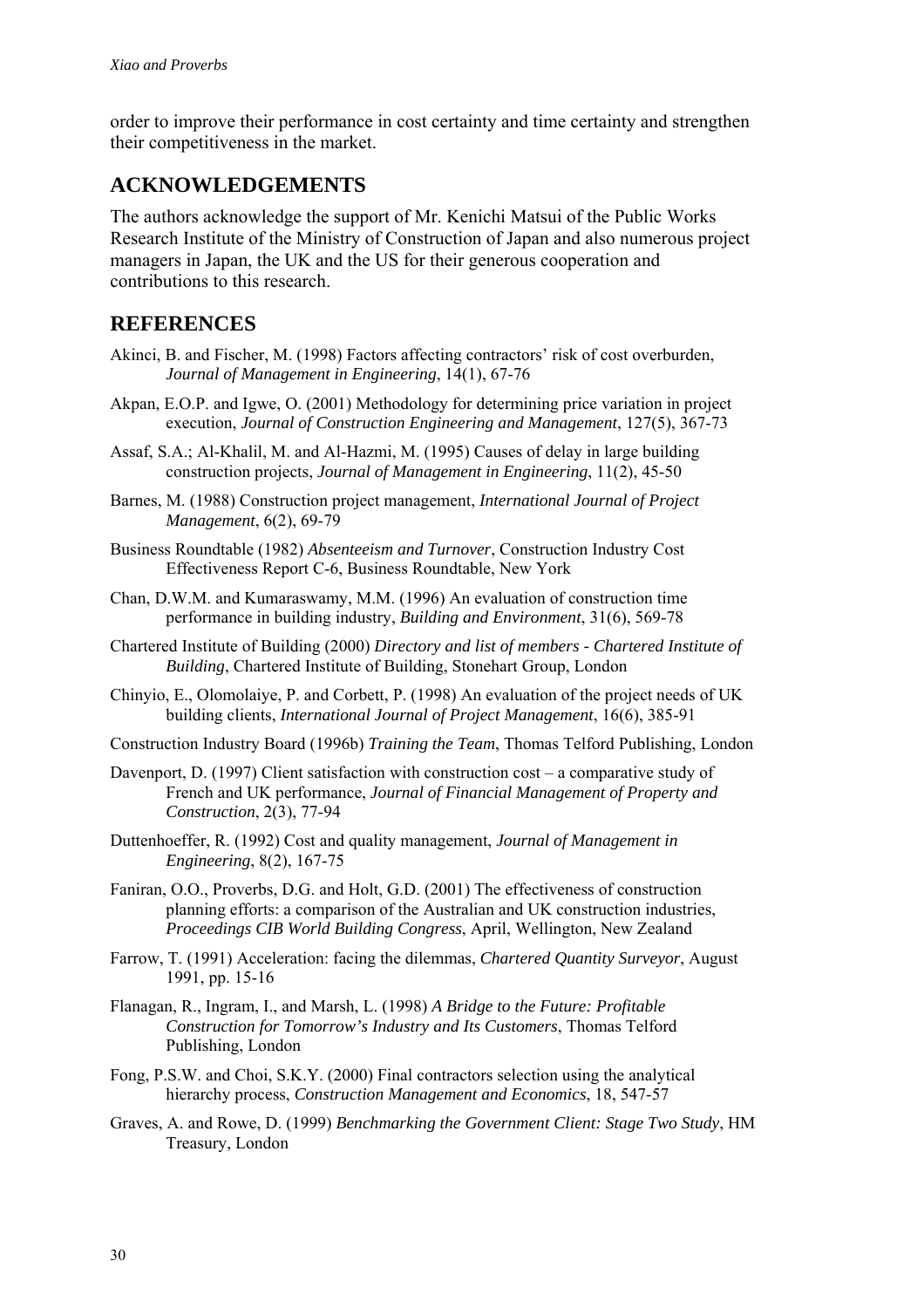order to improve their performance in cost certainty and time certainty and strengthen their competitiveness in the market.

## ACKNOWLEDGEMENTS

The authors acknowledge the support of Mr. Kenichi Matsui of the Public Works Research Institute of the Ministry of Construction of Japan and also numerous project managers in Japan, the UK and the US for their generous cooperation and contributions to this research.

## REFERENCES

Akinci, B. and Fischer, M. (1998) Factors affecting contractors' risk of cost overburden, *Journal of Management in Engineering*, 14(1), 67-76

Akpan, E.O.P. and Igwe, O. (2001) Methodology for determining price variation in project execution, *Journal of Construction Engineering and Management*, 127(5), 367-73

Assaf, S.A.; Al-Khalil, M. and Al-Hazmi, M. (1995) Causes of delay in large building construction projects, *Journal of Management in Engineering*, 11(2), 45-50

Barnes, M. (1988) Construction project management, *International Journal of Project Management*, 6(2), 69-79

Business Roundtable (1982) *Absenteeism and Turnover*, Construction Industry Cost Effectiveness Report C-6, Business Roundtable, New York

Chan, D.W.M. and Kumaraswamy, M.M. (1996) An evaluation of construction time performance in building industry, *Building and Environment*, 31(6), 569-78

Chartered Institute of Building (2000) *Directory and list of members - Chartered Institute of Building*, Chartered Institute of Building, Stonehart Group, London

Chinyio, E., Olomolaiye, P. and Corbett, P. (1998) An evaluation of the project needs of UK building clients, *International Journal of Project Management*, 16(6), 385-91

Construction Industry Board (1996b) *Training the Team*, Thomas Telford Publishing, London

Davenport, D. (1997) Client satisfaction with construction cost – a comparative study of French and UK performance, *Journal of Financial Management of Property and Construction*, 2(3), 77-94

Duttenhoeffer, R. (1992) Cost and quality management, *Journal of Management in Engineering*, 8(2), 167-75

Faniran, O.O., Proverbs, D.G. and Holt, G.D. (2001) The effectiveness of construction planning efforts: a comparison of the Australian and UK construction industries, *Proceedings CIB World Building Congress*, April, Wellington, New Zealand

Farrow, T. (1991) Acceleration: facing the dilemmas, *Chartered Quantity Surveyor*, August 1991, pp. 15-16

Flanagan, R., Ingram, I., and Marsh, L. (1998) *A Bridge to the Future: Profitable Construction for Tomorrow's Industry and Its Customers*, Thomas Telford Publishing, London

Fong, P.S.W. and Choi, S.K.Y. (2000) Final contractors selection using the analytical hierarchy process, *Construction Management and Economics*, 18, 547-57

Graves, A. and Rowe, D. (1999) *Benchmarking the Government Client: Stage Two Study*, HM Treasury, London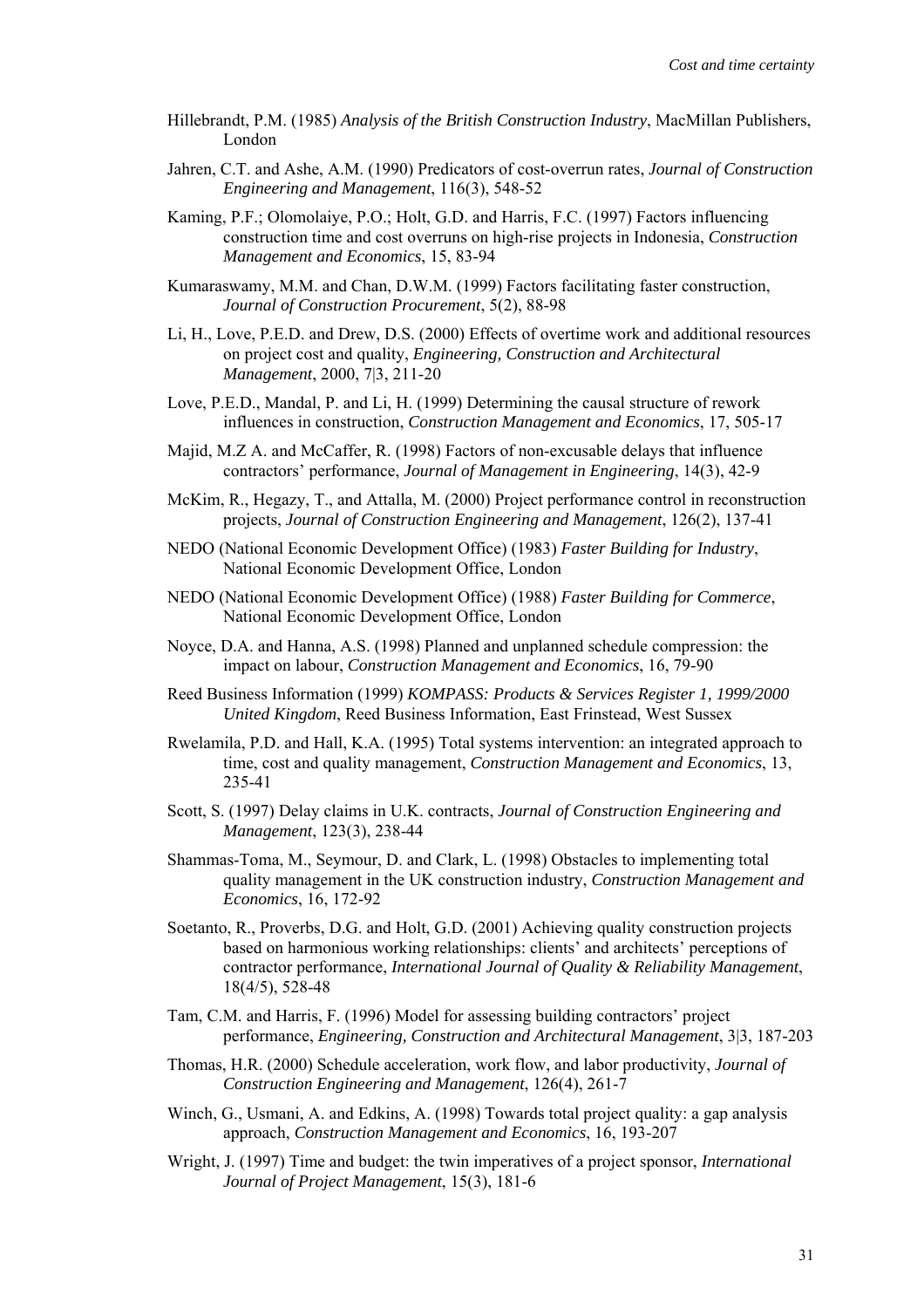Hillebrandt, P.M. (1985) *Analysis of the British Construction Industry*, MacMillan Publishers, London

Jahren, C.T. and Ashe, A.M. (1990) Predicators of cost-overrun rates, *Journal of Construction Engineering and Management*, 116(3), 548-52

Kaming, P.F.; Olomolaiye, P.O.; Holt, G.D. and Harris, F.C. (1997) Factors influencing construction time and cost overruns on high-rise projects in Indonesia, *Construction Management and Economics*, 15, 83-94

Kumaraswamy, M.M. and Chan, D.W.M. (1999) Factors facilitating faster construction, *Journal of Construction Procurement*, 5(2), 88-98

Li, H., Love, P.E.D. and Drew, D.S. (2000) Effects of overtime work and additional resources on project cost and quality, *Engineering, Construction and Architectural Management*, 2000, 7|3, 211-20

Love, P.E.D., Mandal, P. and Li, H. (1999) Determining the causal structure of rework influences in construction, *Construction Management and Economics*, 17, 505-17

Majid, M.Z A. and McCaffer, R. (1998) Factors of non-excusable delays that influence contractors' performance, *Journal of Management in Engineering*, 14(3), 42-9

McKim, R., Hegazy, T., and Attalla, M. (2000) Project performance control in reconstruction projects, *Journal of Construction Engineering and Management*, 126(2), 137-41

NEDO (National Economic Development Office) (1983) *Faster Building for Industry*, National Economic Development Office, London

NEDO (National Economic Development Office) (1988) *Faster Building for Commerce*, National Economic Development Office, London

Noyce, D.A. and Hanna, A.S. (1998) Planned and unplanned schedule compression: the impact on labour, *Construction Management and Economics*, 16, 79-90

Reed Business Information (1999) *KOMPASS: Products & Services Register 1, 1999/2000 United Kingdom*, Reed Business Information, East Frinstead, West Sussex

Rwelamila, P.D. and Hall, K.A. (1995) Total systems intervention: an integrated approach to time, cost and quality management, *Construction Management and Economics*, 13, 235-41

Scott, S. (1997) Delay claims in U.K. contracts, *Journal of Construction Engineering and Management*, 123(3), 238-44

Shammas-Toma, M., Seymour, D. and Clark, L. (1998) Obstacles to implementing total quality management in the UK construction industry, *Construction Management and Economics*, 16, 172-92

Soetanto, R., Proverbs, D.G. and Holt, G.D. (2001) Achieving quality construction projects based on harmonious working relationships: clients' and architects' perceptions of contractor performance, *International Journal of Quality & Reliability Management*, 18(4/5), 528-48

Tam, C.M. and Harris, F. (1996) Model for assessing building contractors' project performance, *Engineering, Construction and Architectural Management*, 3|3, 187-203

Thomas, H.R. (2000) Schedule acceleration, work flow, and labor productivity, *Journal of Construction Engineering and Management*, 126(4), 261-7

Winch, G., Usmani, A. and Edkins, A. (1998) Towards total project quality: a gap analysis approach, *Construction Management and Economics*, 16, 193-207

Wright, J. (1997) Time and budget: the twin imperatives of a project sponsor, *International Journal of Project Management*, 15(3), 181-6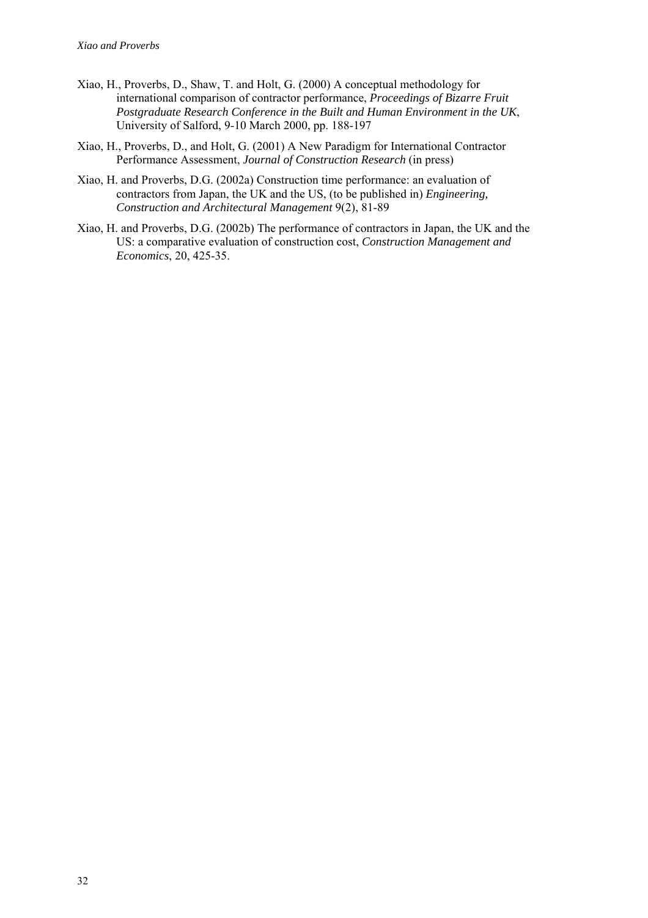Xiao, H., Proverbs, D., Shaw, T. and Holt, G. (2000) A conceptual methodology for international comparison of contractor performance, *Proceedings of Bizarre Fruit Postgraduate Research Conference in the Built and Human Environment in the UK*, University of Salford, 9-10 March 2000, pp. 188-197

Xiao, H., Proverbs, D., and Holt, G. (2001) A New Paradigm for International Contractor Performance Assessment, *Journal of Construction Research* (in press)

Xiao, H. and Proverbs, D.G. (2002a) Construction time performance: an evaluation of contractors from Japan, the UK and the US, (to be published in) *Engineering, Construction and Architectural Management* 9(2), 81-89

Xiao, H. and Proverbs, D.G. (2002b) The performance of contractors in Japan, the UK and the US: a comparative evaluation of construction cost, *Construction Management and Economics*, 20, 425-35.